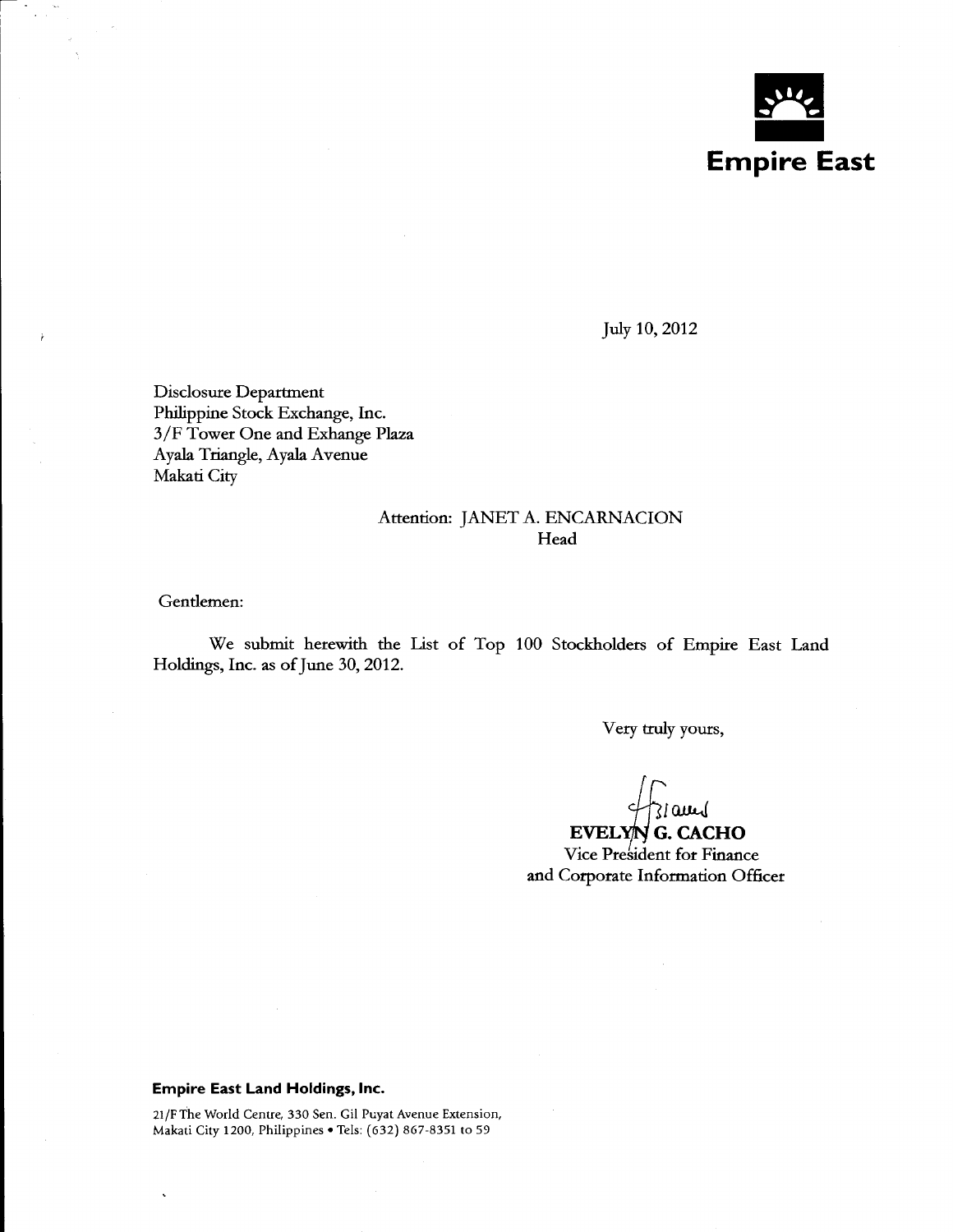**Empire East**

July 10, 2012

Disclosure Department
Philippine Stock Exchange, Inc.
3/F Tower One and Exhange Plaza
Ayala Triangle, Ayala Avenue
Makati City

Attention: JANET A. ENCARNACION
Head

Gentlemen:

We submit herewith the List of Top 100 Stockholders of Empire East Land Holdings, Inc. as of June 30, 2012.

Very truly yours,

**EVELYN G. CACHO**
Vice President for Finance
and Corporate Information Officer

**Empire East Land Holdings, Inc.**

21/F The World Centre, 330 Sen. Gil Puyat Avenue Extension,
Makati City 1200, Philippines • Tels: (632) 867-8351 to 59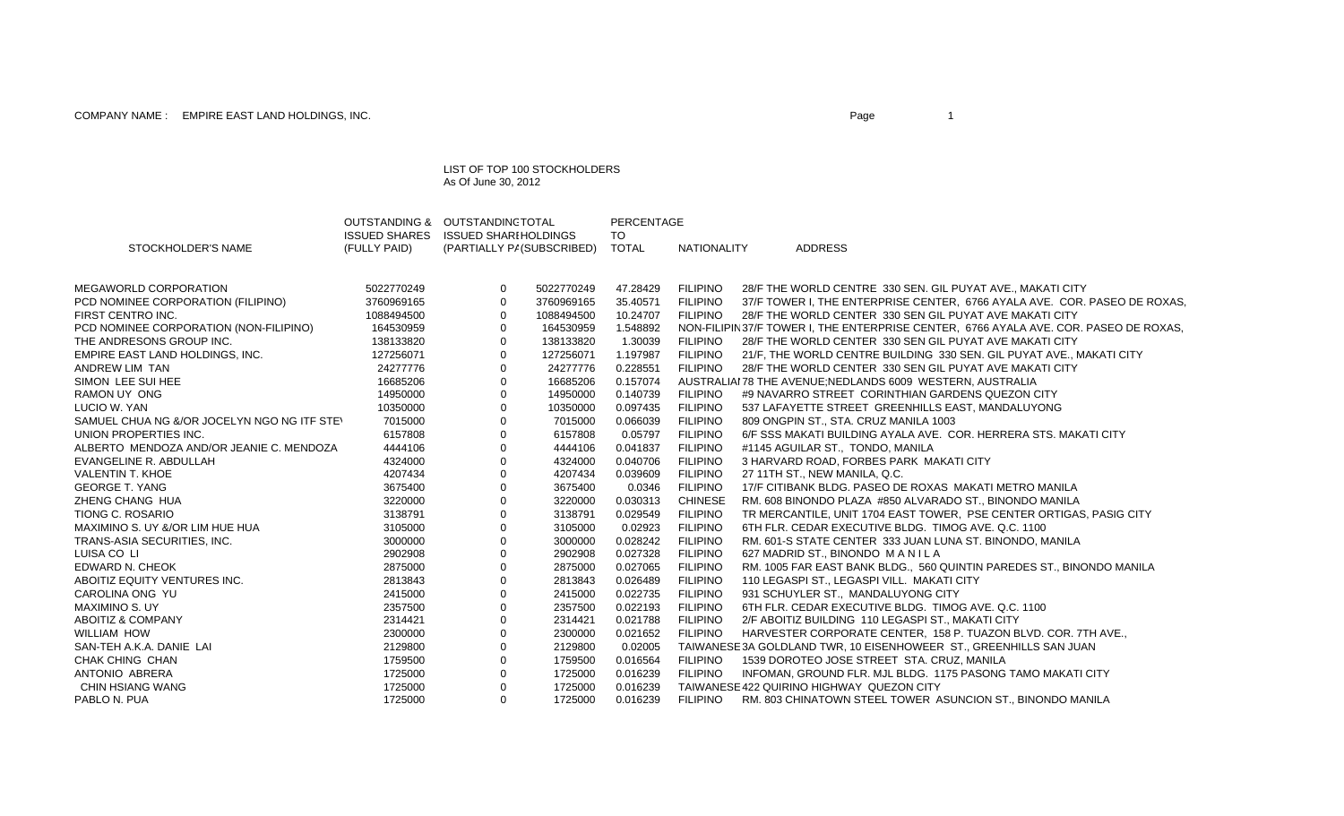COMPANY NAME : EMPIRE EAST LAND HOLDINGS, INC.

LIST OF TOP 100 STOCKHOLDERS
As Of June 30, 2012

| STOCKHOLDER'S NAME | OUTSTANDING & ISSUED SHARES (FULLY PAID) | OUTSTANDING ISSUED SHARES (PARTIALLY PA | TOTAL HOLDINGS (SUBSCRIBED) | PERCENTAGE TO TOTAL | NATIONALITY | ADDRESS |
|---|---|---|---|---|---|---|
| MEGAWORLD CORPORATION | 5022770249 | 0 | 5022770249 | 47.28429 | FILIPINO | 28/F THE WORLD CENTRE 330 SEN. GIL PUYAT AVE., MAKATI CITY |
| PCD NOMINEE CORPORATION (FILIPINO) | 3760969165 | 0 | 3760969165 | 35.40571 | FILIPINO | 37/F TOWER I, THE ENTERPRISE CENTER, 6766 AYALA AVE. COR. PASEO DE ROXAS, |
| FIRST CENTRO INC. | 1088494500 | 0 | 1088494500 | 10.24707 | FILIPINO | 28/F THE WORLD CENTER 330 SEN GIL PUYAT AVE MAKATI CITY |
| PCD NOMINEE CORPORATION (NON-FILIPINO) | 164530959 | 0 | 164530959 | 1.548892 | NON-FILIPIN | 37/F TOWER I, THE ENTERPRISE CENTER, 6766 AYALA AVE. COR. PASEO DE ROXAS, |
| THE ANDRESONS GROUP INC. | 138133820 | 0 | 138133820 | 1.30039 | FILIPINO | 28/F THE WORLD CENTER 330 SEN GIL PUYAT AVE MAKATI CITY |
| EMPIRE EAST LAND HOLDINGS, INC. | 127256071 | 0 | 127256071 | 1.197987 | FILIPINO | 21/F, THE WORLD CENTRE BUILDING 330 SEN. GIL PUYAT AVE., MAKATI CITY |
| ANDREW LIM TAN | 24277776 | 0 | 24277776 | 0.228551 | FILIPINO | 28/F THE WORLD CENTER 330 SEN GIL PUYAT AVE MAKATI CITY |
| SIMON LEE SUI HEE | 16685206 | 0 | 16685206 | 0.157074 | AUSTRALIAI | 78 THE AVENUE;NEDLANDS 6009 WESTERN, AUSTRALIA |
| RAMON UY ONG | 14950000 | 0 | 14950000 | 0.140739 | FILIPINO | #9 NAVARRO STREET CORINTHIAN GARDENS QUEZON CITY |
| LUCIO W. YAN | 10350000 | 0 | 10350000 | 0.097435 | FILIPINO | 537 LAFAYETTE STREET GREENHILLS EAST, MANDALUYONG |
| SAMUEL CHUA NG &/OR JOCELYN NGO NG ITF STEV | 7015000 | 0 | 7015000 | 0.066039 | FILIPINO | 809 ONGPIN ST., STA. CRUZ MANILA 1003 |
| UNION PROPERTIES INC. | 6157808 | 0 | 6157808 | 0.05797 | FILIPINO | 6/F SSS MAKATI BUILDING AYALA AVE. COR. HERRERA STS. MAKATI CITY |
| ALBERTO MENDOZA AND/OR JEANIE C. MENDOZA | 4444106 | 0 | 4444106 | 0.041837 | FILIPINO | #1145 AGUILAR ST., TONDO, MANILA |
| EVANGELINE R. ABDULLAH | 4324000 | 0 | 4324000 | 0.040706 | FILIPINO | 3 HARVARD ROAD, FORBES PARK MAKATI CITY |
| VALENTIN T. KHOE | 4207434 | 0 | 4207434 | 0.039609 | FILIPINO | 27 11TH ST., NEW MANILA, Q.C. |
| GEORGE T. YANG | 3675400 | 0 | 3675400 | 0.0346 | FILIPINO | 17/F CITIBANK BLDG. PASEO DE ROXAS MAKATI METRO MANILA |
| ZHENG CHANG HUA | 3220000 | 0 | 3220000 | 0.030313 | CHINESE | RM. 608 BINONDO PLAZA #850 ALVARADO ST., BINONDO MANILA |
| TIONG C. ROSARIO | 3138791 | 0 | 3138791 | 0.029549 | FILIPINO | TR MERCANTILE, UNIT 1704 EAST TOWER, PSE CENTER ORTIGAS, PASIG CITY |
| MAXIMINO S. UY &/OR LIM HUE HUA | 3105000 | 0 | 3105000 | 0.02923 | FILIPINO | 6TH FLR. CEDAR EXECUTIVE BLDG. TIMOG AVE. Q.C. 1100 |
| TRANS-ASIA SECURITIES, INC. | 3000000 | 0 | 3000000 | 0.028242 | FILIPINO | RM. 601-S STATE CENTER 333 JUAN LUNA ST. BINONDO, MANILA |
| LUISA CO LI | 2902908 | 0 | 2902908 | 0.027328 | FILIPINO | 627 MADRID ST., BINONDO M A N I L A |
| EDWARD N. CHEOK | 2875000 | 0 | 2875000 | 0.027065 | FILIPINO | RM. 1005 FAR EAST BANK BLDG., 560 QUINTIN PAREDES ST., BINONDO MANILA |
| ABOITIZ EQUITY VENTURES INC. | 2813843 | 0 | 2813843 | 0.026489 | FILIPINO | 110 LEGASPI ST., LEGASPI VILL. MAKATI CITY |
| CAROLINA ONG YU | 2415000 | 0 | 2415000 | 0.022735 | FILIPINO | 931 SCHUYLER ST., MANDALUYONG CITY |
| MAXIMINO S. UY | 2357500 | 0 | 2357500 | 0.022193 | FILIPINO | 6TH FLR. CEDAR EXECUTIVE BLDG. TIMOG AVE. Q.C. 1100 |
| ABOITIZ & COMPANY | 2314421 | 0 | 2314421 | 0.021788 | FILIPINO | 2/F ABOITIZ BUILDING 110 LEGASPI ST., MAKATI CITY |
| WILLIAM HOW | 2300000 | 0 | 2300000 | 0.021652 | FILIPINO | HARVESTER CORPORATE CENTER, 158 P. TUAZON BLVD. COR. 7TH AVE., |
| SAN-TEH A.K.A. DANIE LAI | 2129800 | 0 | 2129800 | 0.02005 | TAIWANESE | 3A GOLDLAND TWR, 10 EISENHOWEER ST., GREENHILLS SAN JUAN |
| CHAK CHING CHAN | 1759500 | 0 | 1759500 | 0.016564 | FILIPINO | 1539 DOROTEO JOSE STREET STA. CRUZ, MANILA |
| ANTONIO ABRERA | 1725000 | 0 | 1725000 | 0.016239 | FILIPINO | INFOMAN, GROUND FLR. MJL BLDG. 1175 PASONG TAMO MAKATI CITY |
| CHIN HSIANG WANG | 1725000 | 0 | 1725000 | 0.016239 | TAIWANESE | 422 QUIRINO HIGHWAY QUEZON CITY |
| PABLO N. PUA | 1725000 | 0 | 1725000 | 0.016239 | FILIPINO | RM. 803 CHINATOWN STEEL TOWER ASUNCION ST., BINONDO MANILA |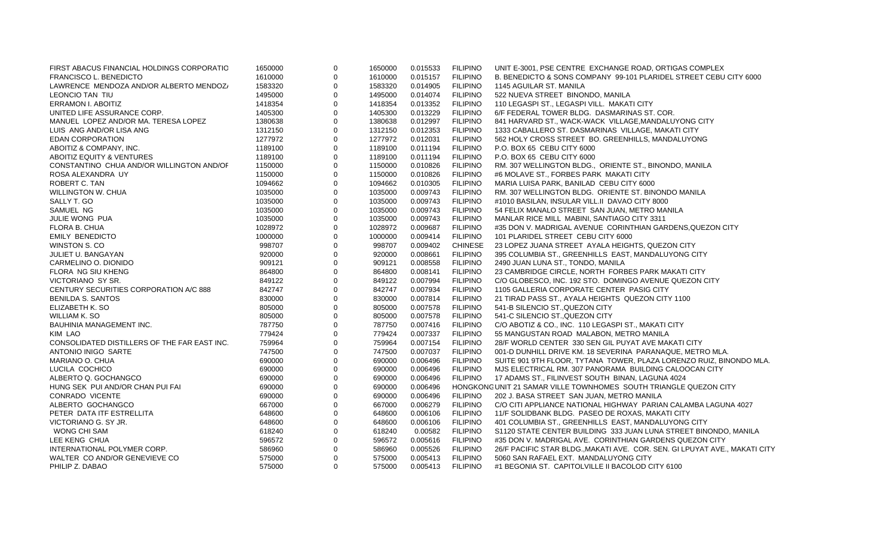| | | | | | | |
|---|---|---|---|---|---|---|
| FIRST ABACUS FINANCIAL HOLDINGS CORPORATIO | 1650000 | 0 | 1650000 | 0.015533 | FILIPINO | UNIT E-3001, PSE CENTRE EXCHANGE ROAD, ORTIGAS COMPLEX |
| FRANCISCO L. BENEDICTO | 1610000 | 0 | 1610000 | 0.015157 | FILIPINO | B. BENEDICTO & SONS COMPANY 99-101 PLARIDEL STREET CEBU CITY 6000 |
| LAWRENCE MENDOZA AND/OR ALBERTO MENDOZ/ | 1583320 | 0 | 1583320 | 0.014905 | FILIPINO | 1145 AGUILAR ST. MANILA |
| LEONCIO TAN TIU | 1495000 | 0 | 1495000 | 0.014074 | FILIPINO | 522 NUEVA STREET BINONDO, MANILA |
| ERRAMON I. ABOITIZ | 1418354 | 0 | 1418354 | 0.013352 | FILIPINO | 110 LEGASPI ST., LEGASPI VILL. MAKATI CITY |
| UNITED LIFE ASSURANCE CORP. | 1405300 | 0 | 1405300 | 0.013229 | FILIPINO | 6/F FEDERAL TOWER BLDG. DASMARINAS ST. COR. |
| MANUEL LOPEZ AND/OR MA. TERESA LOPEZ | 1380638 | 0 | 1380638 | 0.012997 | FILIPINO | 841 HARVARD ST., WACK-WACK VILLAGE,MANDALUYONG CITY |
| LUIS ANG AND/OR LISA ANG | 1312150 | 0 | 1312150 | 0.012353 | FILIPINO | 1333 CABALLERO ST. DASMARINAS VILLAGE, MAKATI CITY |
| EDAN CORPORATION | 1277972 | 0 | 1277972 | 0.012031 | FILIPINO | 562 HOLY CROSS STREET BO. GREENHILLS, MANDALUYONG |
| ABOITIZ & COMPANY, INC. | 1189100 | 0 | 1189100 | 0.011194 | FILIPINO | P.O. BOX 65 CEBU CITY 6000 |
| ABOITIZ EQUITY & VENTURES | 1189100 | 0 | 1189100 | 0.011194 | FILIPINO | P.O. BOX 65 CEBU CITY 6000 |
| CONSTANTINO CHUA AND/OR WILLINGTON AND/OF | 1150000 | 0 | 1150000 | 0.010826 | FILIPINO | RM. 307 WELLINGTON BLDG., ORIENTE ST., BINONDO, MANILA |
| ROSA ALEXANDRA UY | 1150000 | 0 | 1150000 | 0.010826 | FILIPINO | #6 MOLAVE ST., FORBES PARK MAKATI CITY |
| ROBERT C. TAN | 1094662 | 0 | 1094662 | 0.010305 | FILIPINO | MARIA LUISA PARK, BANILAD CEBU CITY 6000 |
| WILLINGTON W. CHUA | 1035000 | 0 | 1035000 | 0.009743 | FILIPINO | RM. 307 WELLINGTON BLDG. ORIENTE ST. BINONDO MANILA |
| SALLY T. GO | 1035000 | 0 | 1035000 | 0.009743 | FILIPINO | #1010 BASILAN, INSULAR VILL.II DAVAO CITY 8000 |
| SAMUEL NG | 1035000 | 0 | 1035000 | 0.009743 | FILIPINO | 54 FELIX MANALO STREET SAN JUAN, METRO MANILA |
| JULIE WONG PUA | 1035000 | 0 | 1035000 | 0.009743 | FILIPINO | MANLAR RICE MILL MABINI, SANTIAGO CITY 3311 |
| FLORA B. CHUA | 1028972 | 0 | 1028972 | 0.009687 | FILIPINO | #35 DON V. MADRIGAL AVENUE CORINTHIAN GARDENS,QUEZON CITY |
| EMILY BENEDICTO | 1000000 | 0 | 1000000 | 0.009414 | FILIPINO | 101 PLARIDEL STREET CEBU CITY 6000 |
| WINSTON S. CO | 998707 | 0 | 998707 | 0.009402 | CHINESE | 23 LOPEZ JUANA STREET AYALA HEIGHTS, QUEZON CITY |
| JULIET U. BANGAYAN | 920000 | 0 | 920000 | 0.008661 | FILIPINO | 395 COLUMBIA ST., GREENHILLS EAST, MANDALUYONG CITY |
| CARMELINO O. DIONIDO | 909121 | 0 | 909121 | 0.008558 | FILIPINO | 2490 JUAN LUNA ST., TONDO, MANILA |
| FLORA NG SIU KHENG | 864800 | 0 | 864800 | 0.008141 | FILIPINO | 23 CAMBRIDGE CIRCLE, NORTH FORBES PARK MAKATI CITY |
| VICTORIANO SY SR. | 849122 | 0 | 849122 | 0.007994 | FILIPINO | C/O GLOBESCO, INC. 192 STO. DOMINGO AVENUE QUEZON CITY |
| CENTURY SECURITIES CORPORATION A/C 888 | 842747 | 0 | 842747 | 0.007934 | FILIPINO | 1105 GALLERIA CORPORATE CENTER PASIG CITY |
| BENILDA S. SANTOS | 830000 | 0 | 830000 | 0.007814 | FILIPINO | 21 TIRAD PASS ST., AYALA HEIGHTS QUEZON CITY 1100 |
| ELIZABETH K. SO | 805000 | 0 | 805000 | 0.007578 | FILIPINO | 541-B SILENCIO ST.,QUEZON CITY |
| WILLIAM K. SO | 805000 | 0 | 805000 | 0.007578 | FILIPINO | 541-C SILENCIO ST.,QUEZON CITY |
| BAUHINIA MANAGEMENT INC. | 787750 | 0 | 787750 | 0.007416 | FILIPINO | C/O ABOTIZ & CO., INC. 110 LEGASPI ST., MAKATI CITY |
| KIM LAO | 779424 | 0 | 779424 | 0.007337 | FILIPINO | 55 MANGUSTAN ROAD MALABON, METRO MANILA |
| CONSOLIDATED DISTILLERS OF THE FAR EAST INC. | 759964 | 0 | 759964 | 0.007154 | FILIPINO | 28/F WORLD CENTER 330 SEN GIL PUYAT AVE MAKATI CITY |
| ANTONIO INIGO SARTE | 747500 | 0 | 747500 | 0.007037 | FILIPINO | 001-D DUNHILL DRIVE KM. 18 SEVERINA PARANAQUE, METRO MLA. |
| MARIANO O. CHUA | 690000 | 0 | 690000 | 0.006496 | FILIPINO | SUITE 901 9TH FLOOR, TYTANA TOWER, PLAZA LORENZO RUIZ, BINONDO MLA. |
| LUCILA COCHICO | 690000 | 0 | 690000 | 0.006496 | FILIPINO | MJS ELECTRICAL RM. 307 PANORAMA BUILDING CALOOCAN CITY |
| ALBERTO Q. GOCHANGCO | 690000 | 0 | 690000 | 0.006496 | FILIPINO | 17 ADAMS ST., FILINVEST SOUTH BINAN, LAGUNA 4024 |
| HUNG SEK PUI AND/OR CHAN PUI FAI | 690000 | 0 | 690000 | 0.006496 | HONGKONG | UNIT 21 SAMAR VILLE TOWNHOMES SOUTH TRIANGLE QUEZON CITY |
| CONRADO VICENTE | 690000 | 0 | 690000 | 0.006496 | FILIPINO | 202 J. BASA STREET SAN JUAN, METRO MANILA |
| ALBERTO GOCHANGCO | 667000 | 0 | 667000 | 0.006279 | FILIPINO | C/O CITI APPLIANCE NATIONAL HIGHWAY PARIAN CALAMBA LAGUNA 4027 |
| PETER DATA ITF ESTRELLITA | 648600 | 0 | 648600 | 0.006106 | FILIPINO | 11/F SOLIDBANK BLDG. PASEO DE ROXAS, MAKATI CITY |
| VICTORIANO G. SY JR. | 648600 | 0 | 648600 | 0.006106 | FILIPINO | 401 COLUMBIA ST., GREENHILLS EAST, MANDALUYONG CITY |
| WONG CHI SAM | 618240 | 0 | 618240 | 0.00582 | FILIPINO | S1120 STATE CENTER BUILDING 333 JUAN LUNA STREET BINONDO, MANILA |
| LEE KENG CHUA | 596572 | 0 | 596572 | 0.005616 | FILIPINO | #35 DON V. MADRIGAL AVE. CORINTHIAN GARDENS QUEZON CITY |
| INTERNATIONAL POLYMER CORP. | 586960 | 0 | 586960 | 0.005526 | FILIPINO | 26/F PACIFIC STAR BLDG.,MAKATI AVE. COR. SEN. GI LPUYAT AVE., MAKATI CITY |
| WALTER CO AND/OR GENEVIEVE CO | 575000 | 0 | 575000 | 0.005413 | FILIPINO | 5060 SAN RAFAEL EXT. MANDALUYONG CITY |
| PHILIP Z. DABAO | 575000 | 0 | 575000 | 0.005413 | FILIPINO | #1 BEGONIA ST. CAPITOLVILLE II BACOLOD CITY 6100 |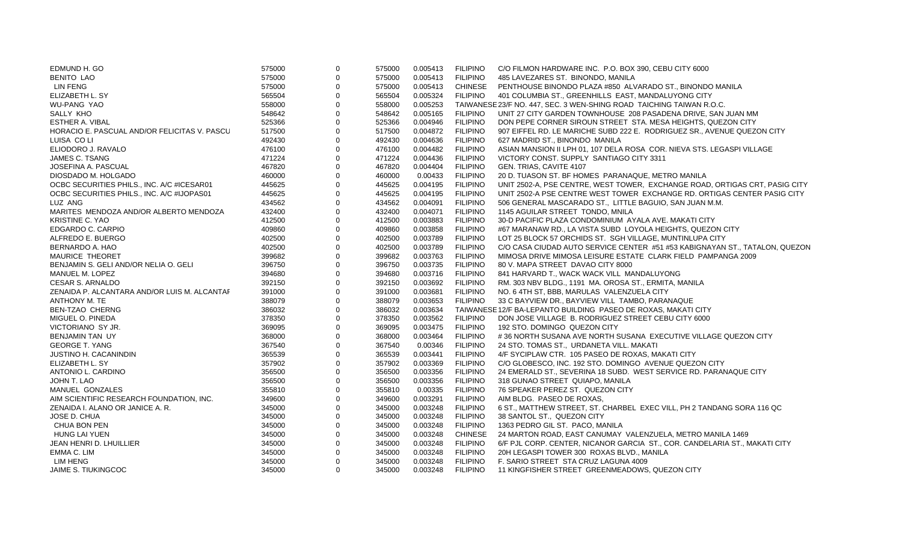| | | | | | | |
|---|---|---|---|---|---|---|
| EDMUND H. GO | 575000 | 0 | 575000 | 0.005413 | FILIPINO | C/O FILMON HARDWARE INC. P.O. BOX 390, CEBU CITY 6000 |
| BENITO LAO | 575000 | 0 | 575000 | 0.005413 | FILIPINO | 485 LAVEZARES ST. BINONDO, MANILA |
| LIN FENG | 575000 | 0 | 575000 | 0.005413 | CHINESE | PENTHOUSE BINONDO PLAZA #850 ALVARADO ST., BINONDO MANILA |
| ELIZABETH L. SY | 565504 | 0 | 565504 | 0.005324 | FILIPINO | 401 COLUMBIA ST., GREENHILLS EAST, MANDALUYONG CITY |
| WU-PANG YAO | 558000 | 0 | 558000 | 0.005253 | TAIWANESE | 23/F NO. 447, SEC. 3 WEN-SHING ROAD TAICHING TAIWAN R.O.C. |
| SALLY KHO | 548642 | 0 | 548642 | 0.005165 | FILIPINO | UNIT 27 CITY GARDEN TOWNHOUSE 208 PASADENA DRIVE, SAN JUAN MM |
| ESTHER A. VIBAL | 525366 | 0 | 525366 | 0.004946 | FILIPINO | DON PEPE CORNER SIROUN STREET STA. MESA HEIGHTS, QUEZON CITY |
| HORACIO E. PASCUAL AND/OR FELICITAS V. PASCU | 517500 | 0 | 517500 | 0.004872 | FILIPINO | 907 EIFFEL RD. LE MARICHE SUBD 222 E. RODRIGUEZ SR., AVENUE QUEZON CITY |
| LUISA CO LI | 492430 | 0 | 492430 | 0.004636 | FILIPINO | 627 MADRID ST., BINONDO MANILA |
| ELIODORO J. RAVALO | 476100 | 0 | 476100 | 0.004482 | FILIPINO | ASIAN MANSION II LPH 01, 107 DELA ROSA COR. NIEVA STS. LEGASPI VILLAGE |
| JAMES C. TSANG | 471224 | 0 | 471224 | 0.004436 | FILIPINO | VICTORY CONST. SUPPLY SANTIAGO CITY 3311 |
| JOSEFINA A. PASCUAL | 467820 | 0 | 467820 | 0.004404 | FILIPINO | GEN. TRIAS, CAVITE 4107 |
| DIOSDADO M. HOLGADO | 460000 | 0 | 460000 | 0.00433 | FILIPINO | 20 D. TUASON ST. BF HOMES PARANAQUE, METRO MANILA |
| OCBC SECURITIES PHILS., INC. A/C #ICESAR01 | 445625 | 0 | 445625 | 0.004195 | FILIPINO | UNIT 2502-A, PSE CENTRE, WEST TOWER, EXCHANGE ROAD, ORTIGAS CRT, PASIG CITY |
| OCBC SECURITIES PHILS., INC. A/C #IJOPAS01 | 445625 | 0 | 445625 | 0.004195 | FILIPINO | UNIT 2502-A PSE CENTRE WEST TOWER EXCHANGE RD. ORTIGAS CENTER PASIG CITY |
| LUZ ANG | 434562 | 0 | 434562 | 0.004091 | FILIPINO | 506 GENERAL MASCARADO ST., LITTLE BAGUIO, SAN JUAN M.M. |
| MARITES MENDOZA AND/OR ALBERTO MENDOZA | 432400 | 0 | 432400 | 0.004071 | FILIPINO | 1145 AGUILAR STREET TONDO, MNILA |
| KRISTINE C. YAO | 412500 | 0 | 412500 | 0.003883 | FILIPINO | 30-D PACIFIC PLAZA CONDOMINIUM AYALA AVE. MAKATI CITY |
| EDGARDO C. CARPIO | 409860 | 0 | 409860 | 0.003858 | FILIPINO | #67 MARANAW RD., LA VISTA SUBD LOYOLA HEIGHTS, QUEZON CITY |
| ALFREDO E. BUERGO | 402500 | 0 | 402500 | 0.003789 | FILIPINO | LOT 25 BLOCK 57 ORCHIDS ST. SGH VILLAGE, MUNTINLUPA CITY |
| BERNARDO A. HAO | 402500 | 0 | 402500 | 0.003789 | FILIPINO | C/O CASA CIUDAD AUTO SERVICE CENTER #51 #53 KABIGNAYAN ST., TATALON, QUEZON |
| MAURICE THEORET | 399682 | 0 | 399682 | 0.003763 | FILIPINO | MIMOSA DRIVE MIMOSA LEISURE ESTATE CLARK FIELD PAMPANGA 2009 |
| BENJAMIN S. GELI AND/OR NELIA O. GELI | 396750 | 0 | 396750 | 0.003735 | FILIPINO | 80 V. MAPA STREET DAVAO CITY 8000 |
| MANUEL M. LOPEZ | 394680 | 0 | 394680 | 0.003716 | FILIPINO | 841 HARVARD T., WACK WACK VILL MANDALUYONG |
| CESAR S. ARNALDO | 392150 | 0 | 392150 | 0.003692 | FILIPINO | RM. 303 NBV BLDG., 1191 MA. OROSA ST., ERMITA, MANILA |
| ZENAIDA P. ALCANTARA AND/OR LUIS M. ALCANTAF | 391000 | 0 | 391000 | 0.003681 | FILIPINO | NO. 6 4TH ST, BBB, MARULAS VALENZUELA CITY |
| ANTHONY M. TE | 388079 | 0 | 388079 | 0.003653 | FILIPINO | 33 C BAYVIEW DR., BAYVIEW VILL TAMBO, PARANAQUE |
| BEN-TZAO CHERNG | 386032 | 0 | 386032 | 0.003634 | TAIWANESE | 12/F BA-LEPANTO BUILDING PASEO DE ROXAS, MAKATI CITY |
| MIGUEL O. PINEDA | 378350 | 0 | 378350 | 0.003562 | FILIPINO | DON JOSE VILLAGE B. RODRIGUEZ STREET CEBU CITY 6000 |
| VICTORIANO SY JR. | 369095 | 0 | 369095 | 0.003475 | FILIPINO | 192 STO. DOMINGO QUEZON CITY |
| BENJAMIN TAN UY | 368000 | 0 | 368000 | 0.003464 | FILIPINO | # 36 NORTH SUSANA AVE NORTH SUSANA EXECUTIVE VILLAGE QUEZON CITY |
| GEORGE T. YANG | 367540 | 0 | 367540 | 0.00346 | FILIPINO | 24 STO. TOMAS ST., URDANETA VILL. MAKATI |
| JUSTINO H. CACANINDIN | 365539 | 0 | 365539 | 0.003441 | FILIPINO | 4/F SYCIPLAW CTR. 105 PASEO DE ROXAS, MAKATI CITY |
| ELIZABETH L. SY | 357902 | 0 | 357902 | 0.003369 | FILIPINO | C/O GLOBESCO, INC. 192 STO. DOMINGO AVENUE QUEZON CITY |
| ANTONIO L. CARDINO | 356500 | 0 | 356500 | 0.003356 | FILIPINO | 24 EMERALD ST., SEVERINA 18 SUBD. WEST SERVICE RD. PARANAQUE CITY |
| JOHN T. LAO | 356500 | 0 | 356500 | 0.003356 | FILIPINO | 318 GUNAO STREET QUIAPO, MANILA |
| MANUEL GONZALES | 355810 | 0 | 355810 | 0.00335 | FILIPINO | 76 SPEAKER PEREZ ST. QUEZON CITY |
| AIM SCIENTIFIC RESEARCH FOUNDATION, INC. | 349600 | 0 | 349600 | 0.003291 | FILIPINO | AIM BLDG. PASEO DE ROXAS, |
| ZENAIDA I. ALANO OR JANICE A. R. | 345000 | 0 | 345000 | 0.003248 | FILIPINO | 6 ST., MATTHEW STREET, ST. CHARBEL EXEC VILL, PH 2 TANDANG SORA 116 QC |
| JOSE D. CHUA | 345000 | 0 | 345000 | 0.003248 | FILIPINO | 38 SANTOL ST., QUEZON CITY |
| CHUA BON PEN | 345000 | 0 | 345000 | 0.003248 | FILIPINO | 1363 PEDRO GIL ST. PACO, MANILA |
| HUNG LAI YUEN | 345000 | 0 | 345000 | 0.003248 | CHINESE | 24 MARTON ROAD, EAST CANUMAY VALENZUELA, METRO MANILA 1469 |
| JEAN HENRI D. LHUILLIER | 345000 | 0 | 345000 | 0.003248 | FILIPINO | 6/F PJL CORP. CENTER, NICANOR GARCIA ST., COR. CANDELARIA ST., MAKATI CITY |
| EMMA C. LIM | 345000 | 0 | 345000 | 0.003248 | FILIPINO | 20H LEGASPI TOWER 300 ROXAS BLVD., MANILA |
| LIM HENG | 345000 | 0 | 345000 | 0.003248 | FILIPINO | F. SARIO STREET STA CRUZ LAGUNA 4009 |
| JAIME S. TIUKINGCOC | 345000 | 0 | 345000 | 0.003248 | FILIPINO | 11 KINGFISHER STREET GREENMEADOWS, QUEZON CITY |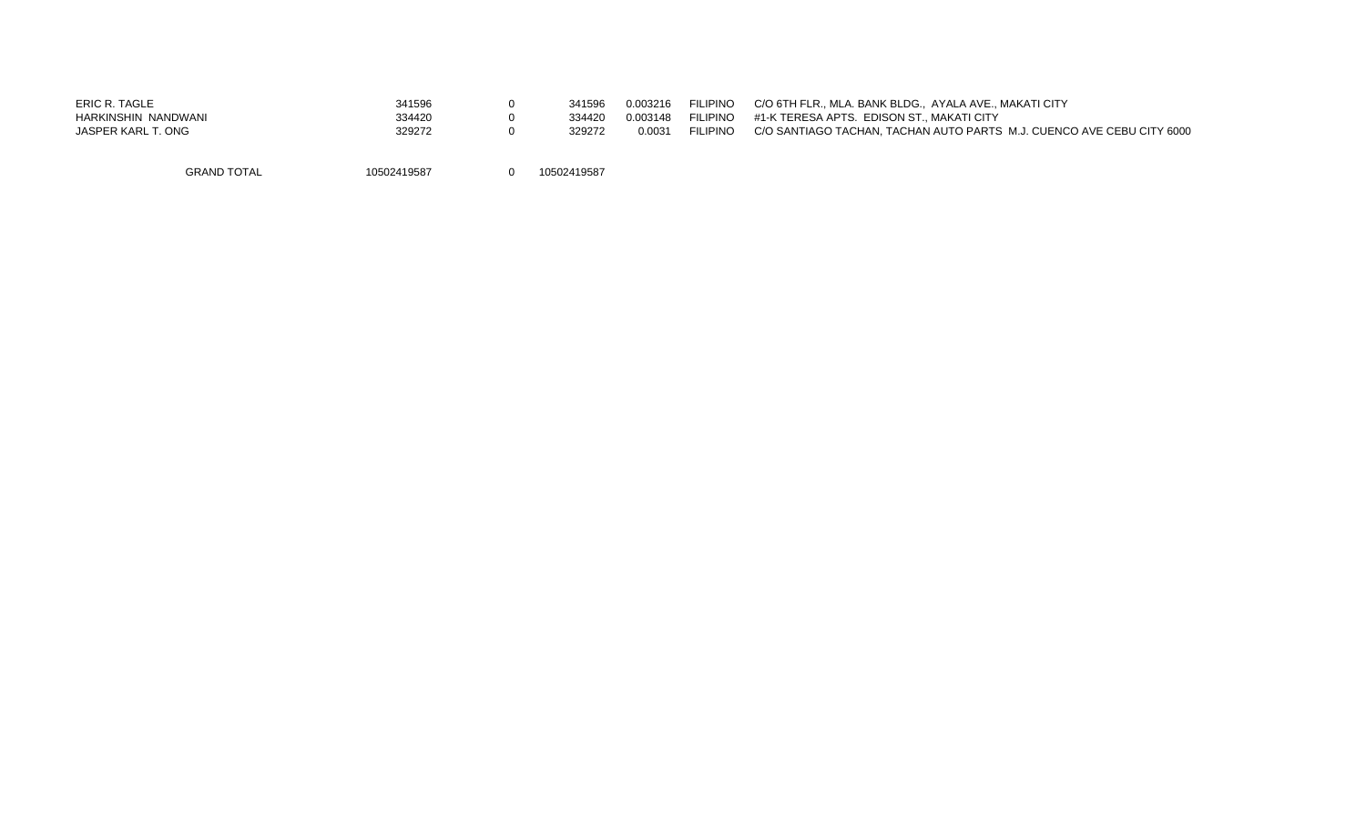| | | | | | | |
|---|---|---|---|---|---|---|
| ERIC R. TAGLE | 341596 | 0 | 341596 | 0.003216 | FILIPINO | C/O 6TH FLR., MLA. BANK BLDG., AYALA AVE., MAKATI CITY |
| HARKINSHIN NANDWANI | 334420 | 0 | 334420 | 0.003148 | FILIPINO | #1-K TERESA APTS. EDISON ST., MAKATI CITY |
| JASPER KARL T. ONG | 329272 | 0 | 329272 | 0.0031 | FILIPINO | C/O SANTIAGO TACHAN, TACHAN AUTO PARTS M.J. CUENCO AVE CEBU CITY 6000 |
| | | | | | | |
| GRAND TOTAL | 10502419587 | 0 | 10502419587 | | | |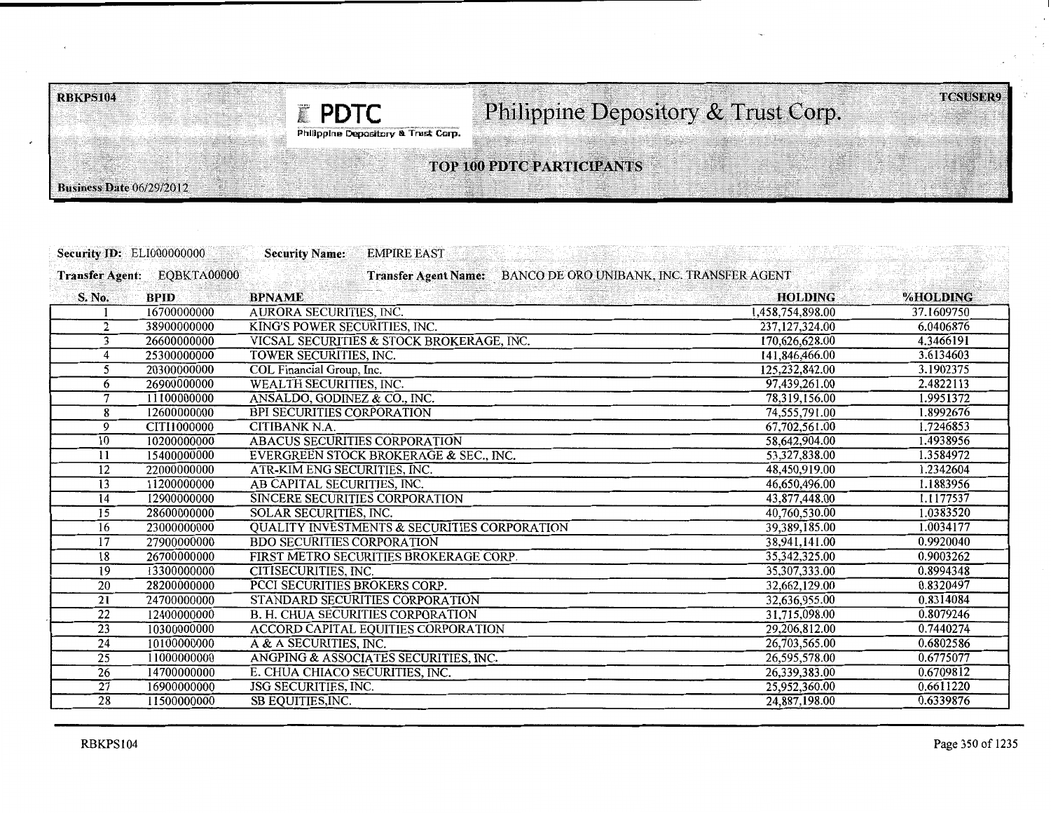RBKPS104

**PDTC** Philippine Depository & Trust Corp.

TCSUSER9

## TOP 100 PDTC PARTICIPANTS

Business Date 06/29/2012

**Security ID:** ELI000000000 **Security Name:** EMPIRE EAST

**Transfer Agent:** EQBKTA00000 **Transfer Agent Name:** BANCO DE ORO UNIBANK, INC. TRANSFER AGENT

| S. No. | BPID | BPNAME | HOLDING | %HOLDING |
|---|---|---|---|---|
| 1 | 16700000000 | AURORA SECURITIES, INC. | 1,458,754,898.00 | 37.1609750 |
| 2 | 38900000000 | KING'S POWER SECURITIES, INC. | 237,127,324.00 | 6.0406876 |
| 3 | 26600000000 | VICSAL SECURITIES & STOCK BROKERAGE, INC. | 170,626,628.00 | 4.3466191 |
| 4 | 25300000000 | TOWER SECURITIES, INC. | 141,846,466.00 | 3.6134603 |
| 5 | 20300000000 | COL Financial Group, Inc. | 125,232,842.00 | 3.1902375 |
| 6 | 26900000000 | WEALTH SECURITIES, INC. | 97,439,261.00 | 2.4822113 |
| 7 | 11100000000 | ANSALDO, GODINEZ & CO., INC. | 78,319,156.00 | 1.9951372 |
| 8 | 12600000000 | BPI SECURITIES CORPORATION | 74,555,791.00 | 1.8992676 |
| 9 | CITI1000000 | CITIBANK N.A. | 67,702,561.00 | 1.7246853 |
| 10 | 10200000000 | ABACUS SECURITIES CORPORATION | 58,642,904.00 | 1.4938956 |
| 11 | 15400000000 | EVERGREEN STOCK BROKERAGE & SEC., INC. | 53,327,838.00 | 1.3584972 |
| 12 | 22000000000 | ATR-KIM ENG SECURITIES, INC. | 48,450,919.00 | 1.2342604 |
| 13 | 11200000000 | AB CAPITAL SECURITIES, INC. | 46,650,496.00 | 1.1883956 |
| 14 | 12900000000 | SINCERE SECURITIES CORPORATION | 43,877,448.00 | 1.1177537 |
| 15 | 28600000000 | SOLAR SECURITIES, INC. | 40,760,530.00 | 1.0383520 |
| 16 | 23000000000 | QUALITY INVESTMENTS & SECURITIES CORPORATION | 39,389,185.00 | 1.0034177 |
| 17 | 27900000000 | BDO SECURITIES CORPORATION | 38,941,141.00 | 0.9920040 |
| 18 | 26700000000 | FIRST METRO SECURITIES BROKERAGE CORP. | 35,342,325.00 | 0.9003262 |
| 19 | 13300000000 | CITISECURITIES, INC. | 35,307,333.00 | 0.8994348 |
| 20 | 28200000000 | PCCI SECURITIES BROKERS CORP. | 32,662,129.00 | 0.8320497 |
| 21 | 24700000000 | STANDARD SECURITIES CORPORATION | 32,636,955.00 | 0.8314084 |
| 22 | 12400000000 | B. H. CHUA SECURITIES CORPORATION | 31,715,098.00 | 0.8079246 |
| 23 | 10300000000 | ACCORD CAPITAL EQUITIES CORPORATION | 29,206,812.00 | 0.7440274 |
| 24 | 10100000000 | A & A SECURITIES, INC. | 26,703,565.00 | 0.6802586 |
| 25 | 11000000000 | ANGPING & ASSOCIATES SECURITIES, INC. | 26,595,578.00 | 0.6775077 |
| 26 | 14700000000 | E. CHUA CHIACO SECURITIES, INC. | 26,339,383.00 | 0.6709812 |
| 27 | 16900000000 | JSG SECURITIES, INC. | 25,952,360.00 | 0.6611220 |
| 28 | 11500000000 | SB EQUITIES,INC. | 24,887,198.00 | 0.6339876 |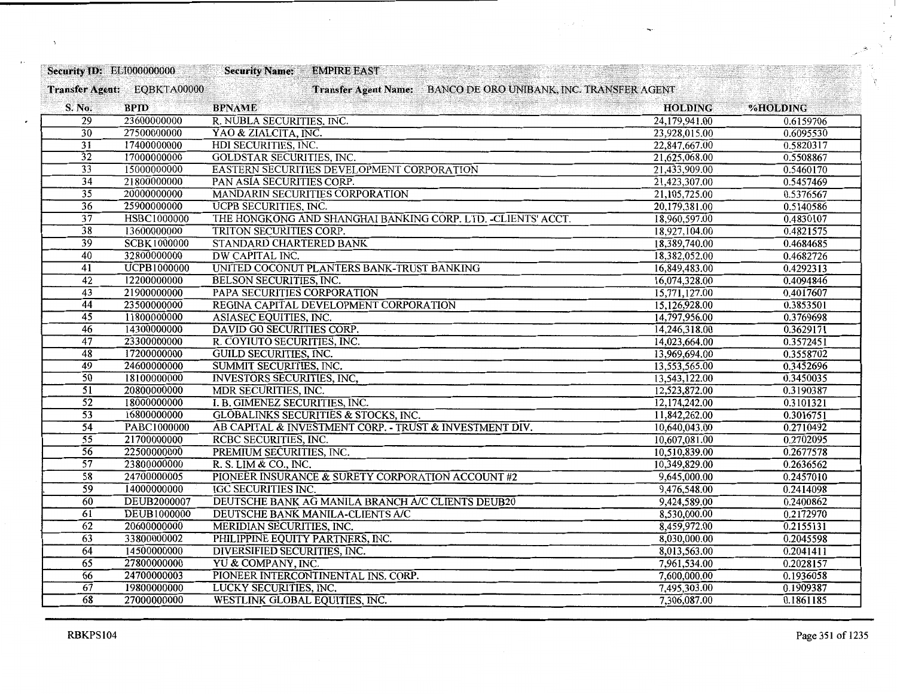**Security ID:** EL1000000000 **Security Name:** EMPIRE EAST

**Transfer Agent:** EQBKTA00000 **Transfer Agent Name:** BANCO DE ORO UNIBANK, INC. TRANSFER AGENT

| S. No. | BPID | BPNAME | HOLDING | %HOLDING |
|---|---|---|---|---|
| 29 | 23600000000 | R. NUBLA SECURITIES, INC. | 24,179,941.00 | 0.6159706 |
| 30 | 27500000000 | YAO & ZIALCITA, INC. | 23,928,015.00 | 0.6095530 |
| 31 | 17400000000 | HDI SECURITIES, INC. | 22,847,667.00 | 0.5820317 |
| 32 | 17000000000 | GOLDSTAR SECURITIES, INC. | 21,625,068.00 | 0.5508867 |
| 33 | 15000000000 | EASTERN SECURITIES DEVELOPMENT CORPORATION | 21,433,909.00 | 0.5460170 |
| 34 | 21800000000 | PAN ASIA SECURITIES CORP. | 21,423,307.00 | 0.5457469 |
| 35 | 20000000000 | MANDARIN SECURITIES CORPORATION | 21,105,725.00 | 0.5376567 |
| 36 | 25900000000 | UCPB SECURITIES, INC. | 20,179,381.00 | 0.5140586 |
| 37 | HSBC1000000 | THE HONGKONG AND SHANGHAI BANKING CORP. LTD. -CLIENTS' ACCT. | 18,960,597.00 | 0.4830107 |
| 38 | 13600000000 | TRITON SECURITIES CORP. | 18,927,104.00 | 0.4821575 |
| 39 | SCBK1000000 | STANDARD CHARTERED BANK | 18,389,740.00 | 0.4684685 |
| 40 | 32800000000 | DW CAPITAL INC. | 18,382,052.00 | 0.4682726 |
| 41 | UCPB1000000 | UNITED COCONUT PLANTERS BANK-TRUST BANKING | 16,849,483.00 | 0.4292313 |
| 42 | 12200000000 | BELSON SECURITIES, INC. | 16,074,328.00 | 0.4094846 |
| 43 | 21900000000 | PAPA SECURITIES CORPORATION | 15,771,127.00 | 0.4017607 |
| 44 | 23500000000 | REGINA CAPITAL DEVELOPMENT CORPORATION | 15,126,928.00 | 0.3853501 |
| 45 | 11800000000 | ASIASEC EQUITIES, INC. | 14,797,956.00 | 0.3769698 |
| 46 | 14300000000 | DAVID GO SECURITIES CORP. | 14,246,318.00 | 0.3629171 |
| 47 | 23300000000 | R. COYIUTO SECURITIES, INC. | 14,023,664.00 | 0.3572451 |
| 48 | 17200000000 | GUILD SECURITIES, INC. | 13,969,694.00 | 0.3558702 |
| 49 | 24600000000 | SUMMIT SECURITIES, INC. | 13,553,565.00 | 0.3452696 |
| 50 | 18100000000 | INVESTORS SECURITIES, INC, | 13,543,122.00 | 0.3450035 |
| 51 | 20800000000 | MDR SECURITIES, INC. | 12,523,872.00 | 0.3190387 |
| 52 | 18000000000 | I. B. GIMENEZ SECURITIES, INC. | 12,174,242.00 | 0.3101321 |
| 53 | 16800000000 | GLOBALINKS SECURITIES & STOCKS, INC. | 11,842,262.00 | 0.3016751 |
| 54 | PABC1000000 | AB CAPITAL & INVESTMENT CORP. - TRUST & INVESTMENT DIV. | 10,640,043.00 | 0.2710492 |
| 55 | 21700000000 | RCBC SECURITIES, INC. | 10,607,081.00 | 0.2702095 |
| 56 | 22500000000 | PREMIUM SECURITIES, INC. | 10,510,839.00 | 0.2677578 |
| 57 | 23800000000 | R. S. LIM & CO., INC. | 10,349,829.00 | 0.2636562 |
| 58 | 24700000005 | PIONEER INSURANCE & SURETY CORPORATION ACCOUNT #2 | 9,645,000.00 | 0.2457010 |
| 59 | 14000000000 | IGC SECURITIES INC. | 9,476,548.00 | 0.2414098 |
| 60 | DEUB2000007 | DEUTSCHE BANK AG MANILA BRANCH A/C CLIENTS DEUB20 | 9,424,589.00 | 0.2400862 |
| 61 | DEUB1000000 | DEUTSCHE BANK MANILA-CLIENTS A/C | 8,530,000.00 | 0.2172970 |
| 62 | 20600000000 | MERIDIAN SECURITIES, INC. | 8,459,972.00 | 0.2155131 |
| 63 | 33800000002 | PHILIPPINE EQUITY PARTNERS, INC. | 8,030,000.00 | 0.2045598 |
| 64 | 14500000000 | DIVERSIFIED SECURITIES, INC. | 8,013,563.00 | 0.2041411 |
| 65 | 27800000000 | YU & COMPANY, INC. | 7,961,534.00 | 0.2028157 |
| 66 | 24700000003 | PIONEER INTERCONTINENTAL INS. CORP. | 7,600,000.00 | 0.1936058 |
| 67 | 19800000000 | LUCKY SECURITIES, INC. | 7,495,303.00 | 0.1909387 |
| 68 | 27000000000 | WESTLINK GLOBAL EQUITIES, INC. | 7,306,087.00 | 0.1861185 |

RBKPS104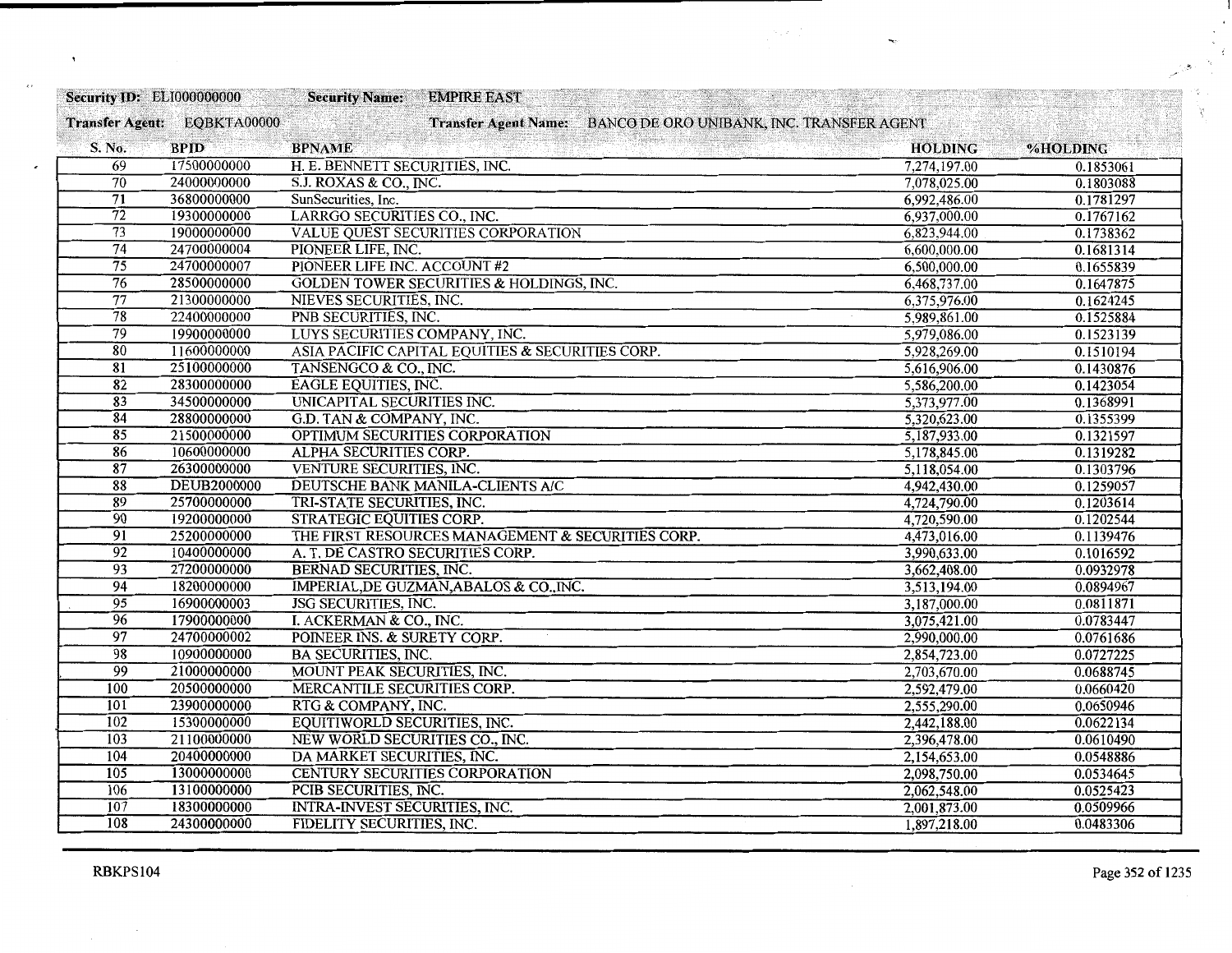**Security ID:** ELI000000000 **Security Name:** EMPIRE EAST

**Transfer Agent:** EQBKTA00000 **Transfer Agent Name:** BANCO DE ORO UNIBANK, INC. TRANSFER AGENT

| S. No. | BPID | BPNAME | HOLDING | %HOLDING |
|---|---|---|---|---|
| 69 | 17500000000 | H. E. BENNETT SECURITIES, INC. | 7,274,197.00 | 0.1853061 |
| 70 | 24000000000 | S.J. ROXAS & CO., INC. | 7,078,025.00 | 0.1803088 |
| 71 | 36800000000 | SunSecurities, Inc. | 6,992,486.00 | 0.1781297 |
| 72 | 19300000000 | LARRGO SECURITIES CO., INC. | 6,937,000.00 | 0.1767162 |
| 73 | 19000000000 | VALUE QUEST SECURITIES CORPORATION | 6,823,944.00 | 0.1738362 |
| 74 | 24700000004 | PIONEER LIFE, INC. | 6,600,000.00 | 0.1681314 |
| 75 | 24700000007 | PIONEER LIFE INC. ACCOUNT #2 | 6,500,000.00 | 0.1655839 |
| 76 | 28500000000 | GOLDEN TOWER SECURITIES & HOLDINGS, INC. | 6,468,737.00 | 0.1647875 |
| 77 | 21300000000 | NIEVES SECURITIES, INC. | 6,375,976.00 | 0.1624245 |
| 78 | 22400000000 | PNB SECURITIES, INC. | 5,989,861.00 | 0.1525884 |
| 79 | 19900000000 | LUYS SECURITIES COMPANY, INC. | 5,979,086.00 | 0.1523139 |
| 80 | 11600000000 | ASIA PACIFIC CAPITAL EQUITIES & SECURITIES CORP. | 5,928,269.00 | 0.1510194 |
| 81 | 25100000000 | TANSENGCO & CO., INC. | 5,616,906.00 | 0.1430876 |
| 82 | 28300000000 | EAGLE EQUITIES, INC. | 5,586,200.00 | 0.1423054 |
| 83 | 34500000000 | UNICAPITAL SECURITIES INC. | 5,373,977.00 | 0.1368991 |
| 84 | 28800000000 | G.D. TAN & COMPANY, INC. | 5,320,623.00 | 0.1355399 |
| 85 | 21500000000 | OPTIMUM SECURITIES CORPORATION | 5,187,933.00 | 0.1321597 |
| 86 | 10600000000 | ALPHA SECURITIES CORP. | 5,178,845.00 | 0.1319282 |
| 87 | 26300000000 | VENTURE SECURITIES, INC. | 5,118,054.00 | 0.1303796 |
| 88 | DEUB2000000 | DEUTSCHE BANK MANILA-CLIENTS A/C | 4,942,430.00 | 0.1259057 |
| 89 | 25700000000 | TRI-STATE SECURITIES, INC. | 4,724,790.00 | 0.1203614 |
| 90 | 19200000000 | STRATEGIC EQUITIES CORP. | 4,720,590.00 | 0.1202544 |
| 91 | 25200000000 | THE FIRST RESOURCES MANAGEMENT & SECURITIES CORP. | 4,473,016.00 | 0.1139476 |
| 92 | 10400000000 | A. T. DE CASTRO SECURITIES CORP. | 3,990,633.00 | 0.1016592 |
| 93 | 27200000000 | BERNAD SECURITIES, INC. | 3,662,408.00 | 0.0932978 |
| 94 | 18200000000 | IMPERIAL,DE GUZMAN,ABALOS & CO.,INC. | 3,513,194.00 | 0.0894967 |
| 95 | 16900000003 | JSG SECURITIES, INC. | 3,187,000.00 | 0.0811871 |
| 96 | 17900000000 | I. ACKERMAN & CO., INC. | 3,075,421.00 | 0.0783447 |
| 97 | 24700000002 | POINEER INS. & SURETY CORP. | 2,990,000.00 | 0.0761686 |
| 98 | 10900000000 | BA SECURITIES, INC. | 2,854,723.00 | 0.0727225 |
| 99 | 21000000000 | MOUNT PEAK SECURITIES, INC. | 2,703,670.00 | 0.0688745 |
| 100 | 20500000000 | MERCANTILE SECURITIES CORP. | 2,592,479.00 | 0.0660420 |
| 101 | 23900000000 | RTG & COMPANY, INC. | 2,555,290.00 | 0.0650946 |
| 102 | 15300000000 | EQUITIWORLD SECURITIES, INC. | 2,442,188.00 | 0.0622134 |
| 103 | 21100000000 | NEW WORLD SECURITIES CO., INC. | 2,396,478.00 | 0.0610490 |
| 104 | 20400000000 | DA MARKET SECURITIES, INC. | 2,154,653.00 | 0.0548886 |
| 105 | 13000000000 | CENTURY SECURITIES CORPORATION | 2,098,750.00 | 0.0534645 |
| 106 | 13100000000 | PCIB SECURITIES, INC. | 2,062,548.00 | 0.0525423 |
| 107 | 18300000000 | INTRA-INVEST SECURITIES, INC. | 2,001,873.00 | 0.0509966 |
| 108 | 24300000000 | FIDELITY SECURITIES, INC. | 1,897,218.00 | 0.0483306 |

RBKPS104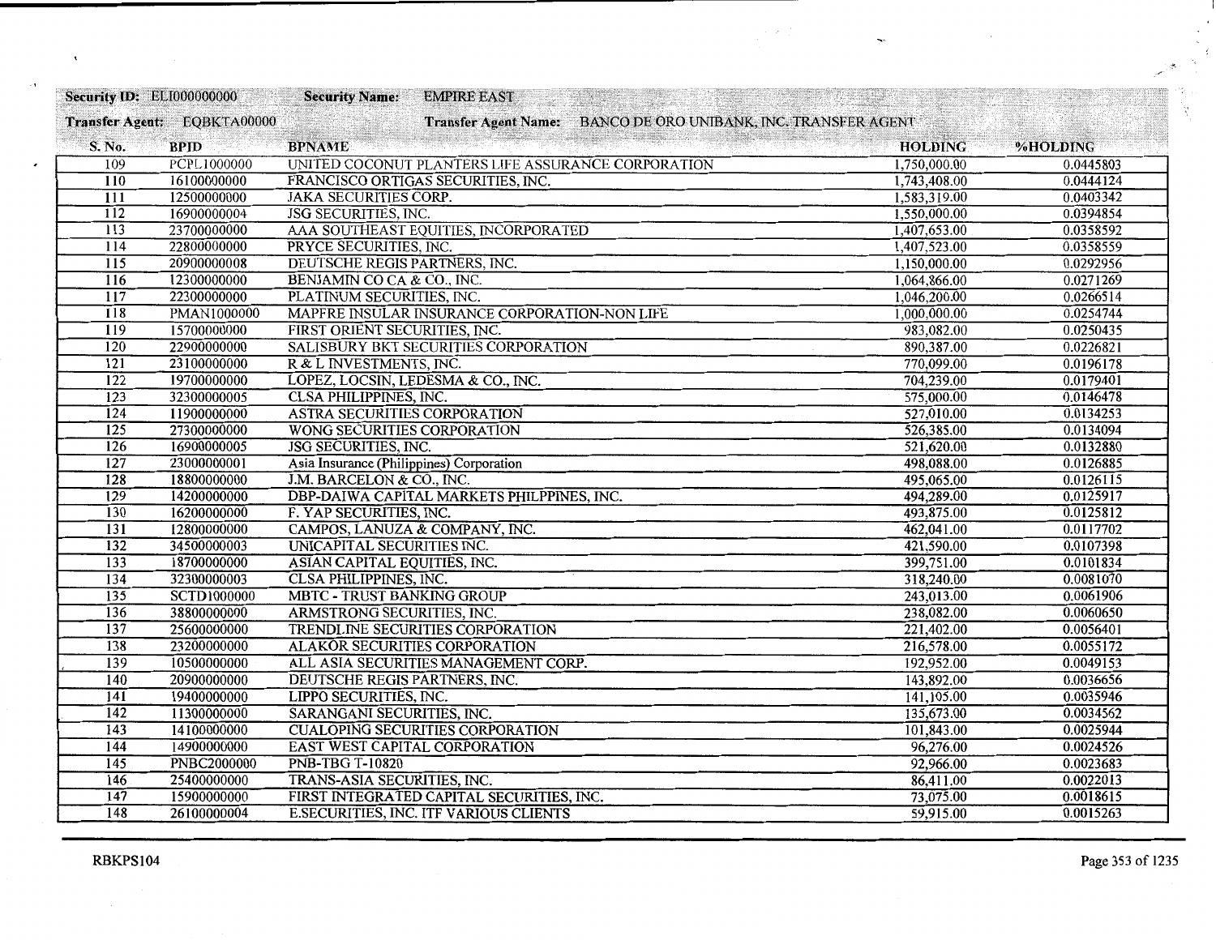**Security ID:** ELI000000000 **Security Name:** EMPIRE EAST

**Transfer Agent:** EQBKTA00000 **Transfer Agent Name:** BANCO DE ORO UNIBANK, INC. TRANSFER AGENT

| S. No. | BPID | BPNAME | HOLDING | %HOLDING |
|---|---|---|---|---|
| 109 | PCPL1000000 | UNITED COCONUT PLANTERS LIFE ASSURANCE CORPORATION | 1,750,000.00 | 0.0445803 |
| 110 | 16100000000 | FRANCISCO ORTIGAS SECURITIES, INC. | 1,743,408.00 | 0.0444124 |
| 111 | 12500000000 | JAKA SECURITIES CORP. | 1,583,319.00 | 0.0403342 |
| 112 | 16900000004 | JSG SECURITIES, INC. | 1,550,000.00 | 0.0394854 |
| 113 | 23700000000 | AAA SOUTHEAST EQUITIES, INCORPORATED | 1,407,653.00 | 0.0358592 |
| 114 | 22800000000 | PRYCE SECURITIES, INC. | 1,407,523.00 | 0.0358559 |
| 115 | 20900000008 | DEUTSCHE REGIS PARTNERS, INC. | 1,150,000.00 | 0.0292956 |
| 116 | 12300000000 | BENJAMIN CO CA & CO., INC. | 1,064,866.00 | 0.0271269 |
| 117 | 22300000000 | PLATINUM SECURITIES, INC. | 1,046,200.00 | 0.0266514 |
| 118 | PMAN1000000 | MAPFRE INSULAR INSURANCE CORPORATION-NON LIFE | 1,000,000.00 | 0.0254744 |
| 119 | 15700000000 | FIRST ORIENT SECURITIES, INC. | 983,082.00 | 0.0250435 |
| 120 | 22900000000 | SALISBURY BKT SECURITIES CORPORATION | 890,387.00 | 0.0226821 |
| 121 | 23100000000 | R & L INVESTMENTS, INC. | 770,099.00 | 0.0196178 |
| 122 | 19700000000 | LOPEZ, LOCSIN, LEDESMA & CO., INC. | 704,239.00 | 0.0179401 |
| 123 | 32300000005 | CLSA PHILIPPINES, INC. | 575,000.00 | 0.0146478 |
| 124 | 11900000000 | ASTRA SECURITIES CORPORATION | 527,010.00 | 0.0134253 |
| 125 | 27300000000 | WONG SECURITIES CORPORATION | 526,385.00 | 0.0134094 |
| 126 | 16900000005 | JSG SECURITIES, INC. | 521,620.00 | 0.0132880 |
| 127 | 23000000001 | Asia Insurance (Philippines) Corporation | 498,088.00 | 0.0126885 |
| 128 | 18800000000 | J.M. BARCELON & CO., INC. | 495,065.00 | 0.0126115 |
| 129 | 14200000000 | DBP-DAIWA CAPITAL MARKETS PHILPPINES, INC. | 494,289.00 | 0.0125917 |
| 130 | 16200000000 | F. YAP SECURITIES, INC. | 493,875.00 | 0.0125812 |
| 131 | 12800000000 | CAMPOS, LANUZA & COMPANY, INC. | 462,041.00 | 0.0117702 |
| 132 | 34500000003 | UNICAPITAL SECURITIES INC. | 421,590.00 | 0.0107398 |
| 133 | 18700000000 | ASIAN CAPITAL EQUITIES, INC. | 399,751.00 | 0.0101834 |
| 134 | 32300000003 | CLSA PHILIPPINES, INC. | 318,240.00 | 0.0081070 |
| 135 | SCTD1000000 | MBTC - TRUST BANKING GROUP | 243,013.00 | 0.0061906 |
| 136 | 38800000000 | ARMSTRONG SECURITIES, INC. | 238,082.00 | 0.0060650 |
| 137 | 25600000000 | TRENDLINE SECURITIES CORPORATION | 221,402.00 | 0.0056401 |
| 138 | 23200000000 | ALAKOR SECURITIES CORPORATION | 216,578.00 | 0.0055172 |
| 139 | 10500000000 | ALL ASIA SECURITIES MANAGEMENT CORP. | 192,952.00 | 0.0049153 |
| 140 | 20900000000 | DEUTSCHE REGIS PARTNERS, INC. | 143,892.00 | 0.0036656 |
| 141 | 19400000000 | LIPPO SECURITIES, INC. | 141,105.00 | 0.0035946 |
| 142 | 11300000000 | SARANGANI SECURITIES, INC. | 135,673.00 | 0.0034562 |
| 143 | 14100000000 | CUALOPING SECURITIES CORPORATION | 101,843.00 | 0.0025944 |
| 144 | 14900000000 | EAST WEST CAPITAL CORPORATION | 96,276.00 | 0.0024526 |
| 145 | PNBC2000000 | PNB-TBG T-10820 | 92,966.00 | 0.0023683 |
| 146 | 25400000000 | TRANS-ASIA SECURITIES, INC. | 86,411.00 | 0.0022013 |
| 147 | 15900000000 | FIRST INTEGRATED CAPITAL SECURITIES, INC. | 73,075.00 | 0.0018615 |
| 148 | 26100000004 | E.SECURITIES, INC. ITF VARIOUS CLIENTS | 59,915.00 | 0.0015263 |

RBKPS104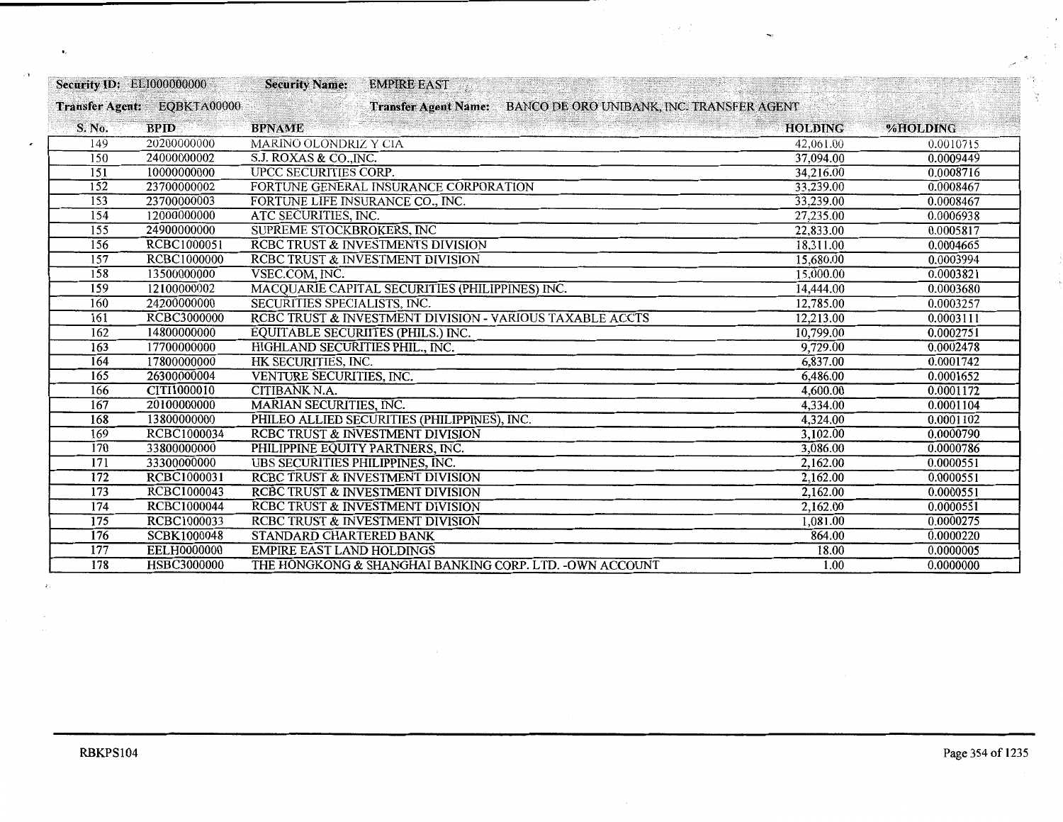**Security ID:** ELI000000000 **Security Name:** EMPIRE EAST

**Transfer Agent:** EQBKTA00000 **Transfer Agent Name:** BANCO DE ORO UNIBANK, INC. TRANSFER AGENT

| S. No. | BPID | BPNAME | HOLDING | %HOLDING |
|---|---|---|---|---|
| 149 | 20200000000 | MARINO OLONDRIZ Y CIA | 42,061.00 | 0.0010715 |
| 150 | 24000000002 | S.J. ROXAS & CO.,INC. | 37,094.00 | 0.0009449 |
| 151 | 10000000000 | UPCC SECURITIES CORP. | 34,216.00 | 0.0008716 |
| 152 | 23700000002 | FORTUNE GENERAL INSURANCE CORPORATION | 33,239.00 | 0.0008467 |
| 153 | 23700000003 | FORTUNE LIFE INSURANCE CO., INC. | 33,239.00 | 0.0008467 |
| 154 | 12000000000 | ATC SECURITIES, INC. | 27,235.00 | 0.0006938 |
| 155 | 24900000000 | SUPREME STOCKBROKERS, INC | 22,833.00 | 0.0005817 |
| 156 | RCBC1000051 | RCBC TRUST & INVESTMENTS DIVISION | 18,311.00 | 0.0004665 |
| 157 | RCBC1000000 | RCBC TRUST & INVESTMENT DIVISION | 15,680.00 | 0.0003994 |
| 158 | 13500000000 | VSEC.COM, INC. | 15,000.00 | 0.0003821 |
| 159 | 12100000002 | MACQUARIE CAPITAL SECURITIES (PHILIPPINES) INC. | 14,444.00 | 0.0003680 |
| 160 | 24200000000 | SECURITIES SPECIALISTS, INC. | 12,785.00 | 0.0003257 |
| 161 | RCBC3000000 | RCBC TRUST & INVESTMENT DIVISION - VARIOUS TAXABLE ACCTS | 12,213.00 | 0.0003111 |
| 162 | 14800000000 | EQUITABLE SECURITIES (PHILS.) INC. | 10,799.00 | 0.0002751 |
| 163 | 17700000000 | HIGHLAND SECURITIES PHIL., INC. | 9,729.00 | 0.0002478 |
| 164 | 17800000000 | HK SECURITIES, INC. | 6,837.00 | 0.0001742 |
| 165 | 26300000004 | VENTURE SECURITIES, INC. | 6,486.00 | 0.0001652 |
| 166 | CITI1000010 | CITIBANK N.A. | 4,600.00 | 0.0001172 |
| 167 | 20100000000 | MARIAN SECURITIES, INC. | 4,334.00 | 0.0001104 |
| 168 | 13800000000 | PHILEO ALLIED SECURITIES (PHILIPPINES), INC. | 4,324.00 | 0.0001102 |
| 169 | RCBC1000034 | RCBC TRUST & INVESTMENT DIVISION | 3,102.00 | 0.0000790 |
| 170 | 33800000000 | PHILIPPINE EQUITY PARTNERS, INC. | 3,086.00 | 0.0000786 |
| 171 | 33300000000 | UBS SECURITIES PHILIPPINES, INC. | 2,162.00 | 0.0000551 |
| 172 | RCBC1000031 | RCBC TRUST & INVESTMENT DIVISION | 2,162.00 | 0.0000551 |
| 173 | RCBC1000043 | RCBC TRUST & INVESTMENT DIVISION | 2,162.00 | 0.0000551 |
| 174 | RCBC1000044 | RCBC TRUST & INVESTMENT DIVISION | 2,162.00 | 0.0000551 |
| 175 | RCBC1000033 | RCBC TRUST & INVESTMENT DIVISION | 1,081.00 | 0.0000275 |
| 176 | SCBK1000048 | STANDARD CHARTERED BANK | 864.00 | 0.0000220 |
| 177 | EELH0000000 | EMPIRE EAST LAND HOLDINGS | 18.00 | 0.0000005 |
| 178 | HSBC3000000 | THE HONGKONG & SHANGHAI BANKING CORP. LTD. -OWN ACCOUNT | 1.00 | 0.0000000 |

RBKPS104